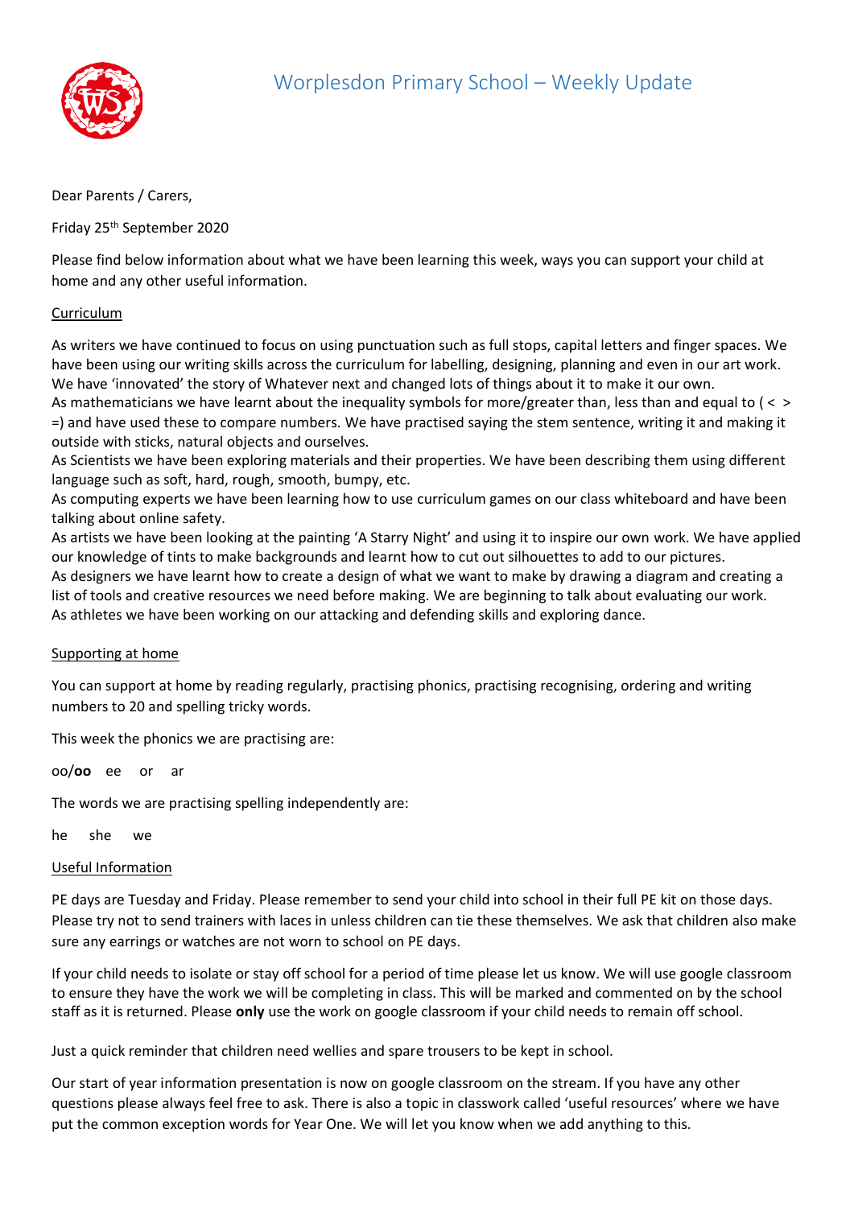# Worplesdon Primary School – Weekly Update

Dear Parents / Carers,

Friday 25th September 2020

Please find below information about what we have been learning this week, ways you can support your child at home and any other useful information.

## Curriculum

As writers we have continued to focus on using punctuation such as full stops, capital letters and finger spaces. We have been using our writing skills across the curriculum for labelling, designing, planning and even in our art work. We have 'innovated' the story of Whatever next and changed lots of things about it to make it our own.
As mathematicians we have learnt about the inequality symbols for more/greater than, less than and equal to ( < > =) and have used these to compare numbers. We have practised saying the stem sentence, writing it and making it outside with sticks, natural objects and ourselves.
As Scientists we have been exploring materials and their properties. We have been describing them using different language such as soft, hard, rough, smooth, bumpy, etc.
As computing experts we have been learning how to use curriculum games on our class whiteboard and have been talking about online safety.
As artists we have been looking at the painting 'A Starry Night' and using it to inspire our own work. We have applied our knowledge of tints to make backgrounds and learnt how to cut out silhouettes to add to our pictures.
As designers we have learnt how to create a design of what we want to make by drawing a diagram and creating a list of tools and creative resources we need before making. We are beginning to talk about evaluating our work.
As athletes we have been working on our attacking and defending skills and exploring dance.

## Supporting at home

You can support at home by reading regularly, practising phonics, practising recognising, ordering and writing numbers to 20 and spelling tricky words.

This week the phonics we are practising are:

oo/**oo** ee or ar

The words we are practising spelling independently are:

he she we

## Useful Information

PE days are Tuesday and Friday. Please remember to send your child into school in their full PE kit on those days. Please try not to send trainers with laces in unless children can tie these themselves. We ask that children also make sure any earrings or watches are not worn to school on PE days.

If your child needs to isolate or stay off school for a period of time please let us know. We will use google classroom to ensure they have the work we will be completing in class. This will be marked and commented on by the school staff as it is returned. Please **only** use the work on google classroom if your child needs to remain off school.

Just a quick reminder that children need wellies and spare trousers to be kept in school.

Our start of year information presentation is now on google classroom on the stream. If you have any other questions please always feel free to ask. There is also a topic in classwork called 'useful resources' where we have put the common exception words for Year One. We will let you know when we add anything to this.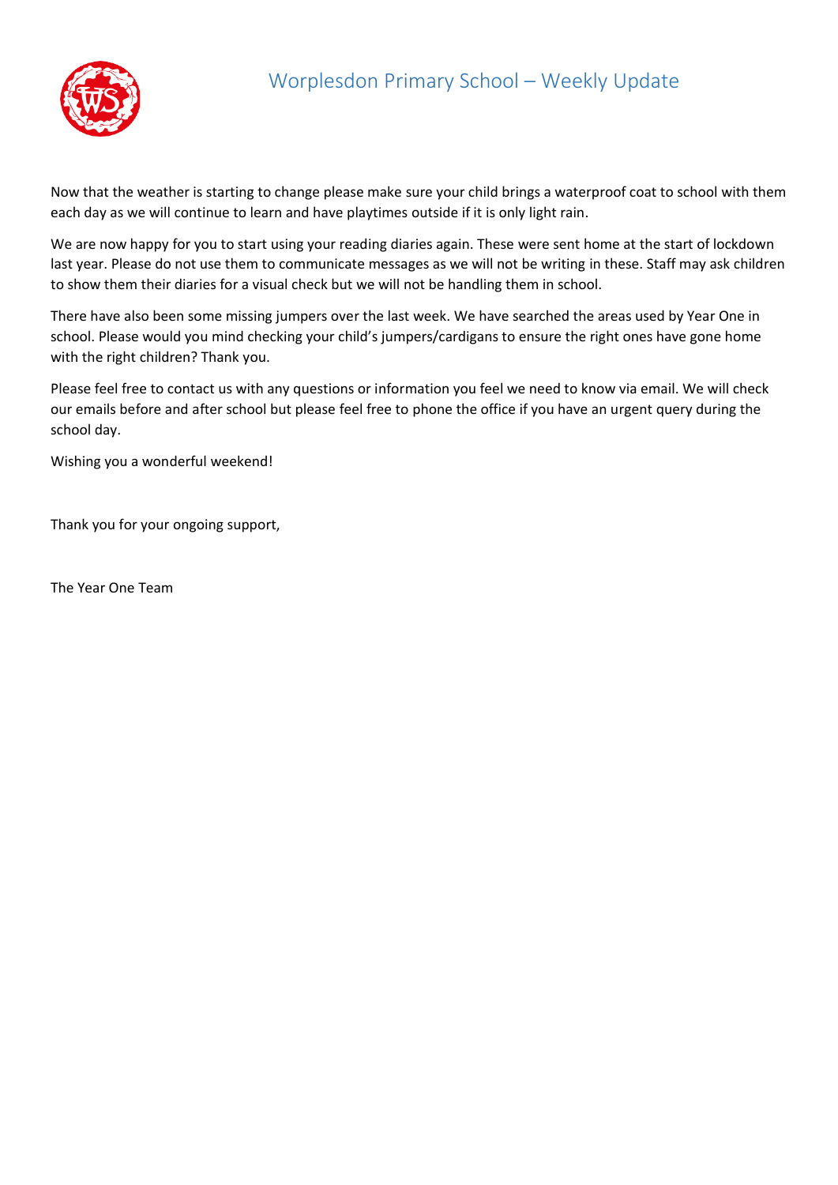# Worplesdon Primary School – Weekly Update

Now that the weather is starting to change please make sure your child brings a waterproof coat to school with them each day as we will continue to learn and have playtimes outside if it is only light rain.

We are now happy for you to start using your reading diaries again. These were sent home at the start of lockdown last year. Please do not use them to communicate messages as we will not be writing in these. Staff may ask children to show them their diaries for a visual check but we will not be handling them in school.

There have also been some missing jumpers over the last week. We have searched the areas used by Year One in school. Please would you mind checking your child's jumpers/cardigans to ensure the right ones have gone home with the right children? Thank you.

Please feel free to contact us with any questions or information you feel we need to know via email. We will check our emails before and after school but please feel free to phone the office if you have an urgent query during the school day.

Wishing you a wonderful weekend!

Thank you for your ongoing support,

The Year One Team